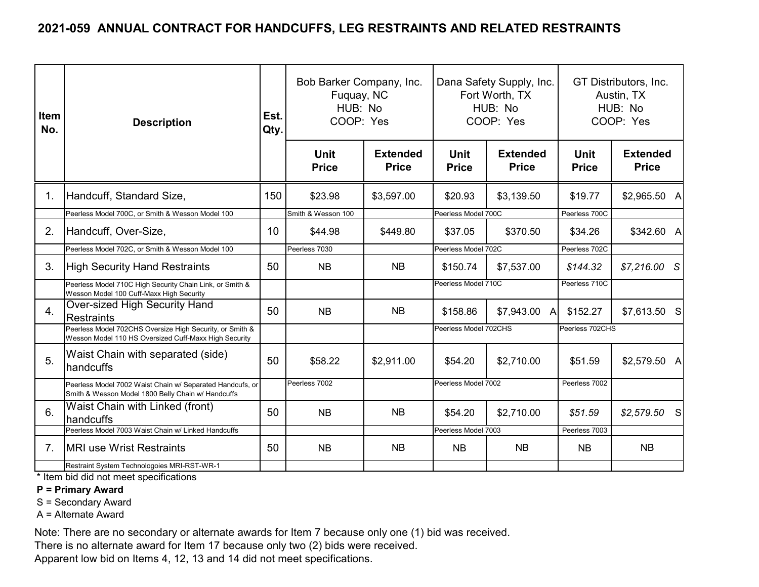## 2021-059 ANNUAL CONTRACT FOR HANDCUFFS, LEG RESTRAINTS AND RELATED RESTRAINTS

| Item No. | Description | Est. Qty. | Bob Barker Company, Inc. Fuquay, NC HUB: No COOP: Yes | | Dana Safety Supply, Inc. Fort Worth, TX HUB: No COOP: Yes | | GT Distributors, Inc. Austin, TX HUB: No COOP: Yes | |
|---|---|---|---|---|---|---|---|---|
| | | | Unit Price | Extended Price | Unit Price | Extended Price | Unit Price | Extended Price |
| 1. | Handcuff, Standard Size, | 150 | $23.98 | $3,597.00 | $20.93 | $3,139.50 | $19.77 | $2,965.50 A |
| | Peerless Model 700C, or Smith & Wesson Model 100 | | Smith & Wesson 100 | | Peerless Model 700C | | Peerless 700C | |
| 2. | Handcuff, Over-Size, | 10 | $44.98 | $449.80 | $37.05 | $370.50 | $34.26 | $342.60 A |
| | Peerless Model 702C, or Smith & Wesson Model 100 | | Peerless 7030 | | Peerless Model 702C | | Peerless 702C | |
| 3. | High Security Hand Restraints | 50 | NB | NB | $150.74 | $7,537.00 | *$144.32* | *$7,216.00 S* |
| | Peerless Model 710C High Security Chain Link, or Smith & Wesson Model 100 Cuff-Maxx High Security | | | | Peerless Model 710C | | Peerless 710C | |
| 4. | Over-sized High Security Hand Restraints | 50 | NB | NB | $158.86 | $7,943.00 A | $152.27 | $7,613.50 S |
| | Peerless Model 702CHS Oversize High Security, or Smith & Wesson Model 110 HS Oversized Cuff-Maxx High Security | | | | Peerless Model 702CHS | | Peerless 702CHS | |
| 5. | Waist Chain with separated (side) handcuffs | 50 | $58.22 | $2,911.00 | $54.20 | $2,710.00 | $51.59 | $2,579.50 A |
| | Peerless Model 7002 Waist Chain w/ Separated Handcufs, or Smith & Wesson Model 1800 Belly Chain w/ Handcuffs | | Peerless 7002 | | Peerless Model 7002 | | Peerless 7002 | |
| 6. | Waist Chain with Linked (front) handcuffs | 50 | NB | NB | $54.20 | $2,710.00 | *$51.59* | *$2,579.50 S* |
| | Peerless Model 7003 Waist Chain w/ Linked Handcuffs | | | | Peerless Model 7003 | | Peerless 7003 | |
| 7. | MRI use Wrist Restraints | 50 | NB | NB | NB | NB | NB | NB |
| | Restraint System Technologoies MRI-RST-WR-1 | | | | | | | |

\* Item bid did not meet specifications

**P = Primary Award**

S = Secondary Award

A = Alternate Award

Note: There are no secondary or alternate awards for Item 7 because only one (1) bid was received.
There is no alternate award for Item 17 because only two (2) bids were received.
Apparent low bid on Items 4, 12, 13 and 14 did not meet specifications.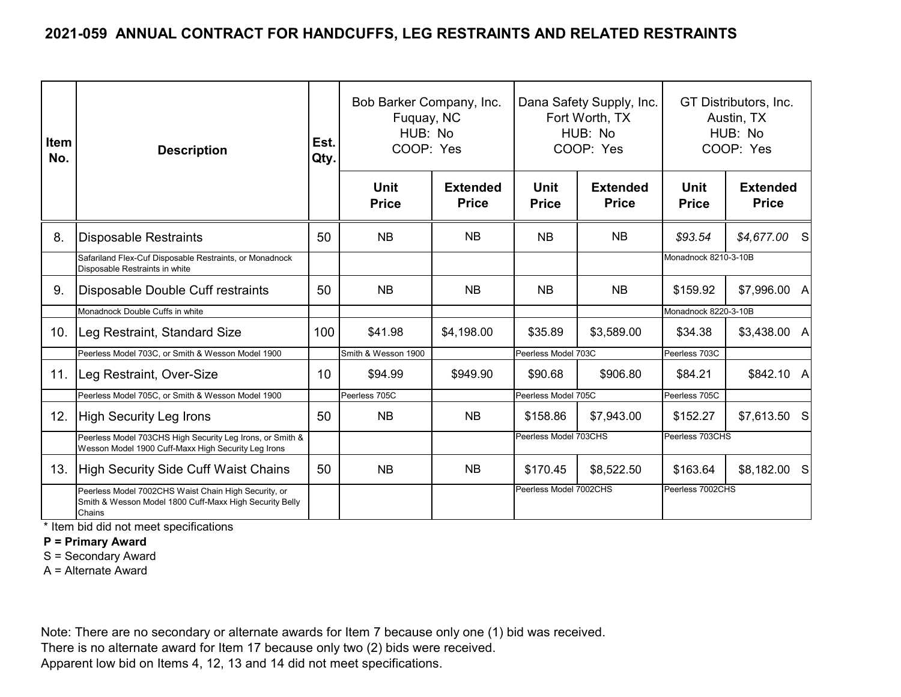## 2021-059 ANNUAL CONTRACT FOR HANDCUFFS, LEG RESTRAINTS AND RELATED RESTRAINTS

| Item No. | Description | Est. Qty. | Bob Barker Company, Inc. Fuquay, NC HUB: No COOP: Yes | | Dana Safety Supply, Inc. Fort Worth, TX HUB: No COOP: Yes | | GT Distributors, Inc. Austin, TX HUB: No COOP: Yes | |
|---|---|---|---|---|---|---|---|---|
| | | | Unit Price | Extended Price | Unit Price | Extended Price | Unit Price | Extended Price |
| 8. | Disposable Restraints | 50 | NB | NB | NB | NB | *$93.54* | *$4,677.00* S |
| | Safariland Flex-Cuf Disposable Restraints, or Monadnock Disposable Restraints in white | | | | | | Monadnock 8210-3-10B | |
| 9. | Disposable Double Cuff restraints | 50 | NB | NB | NB | NB | $159.92 | $7,996.00 A |
| | Monadnock Double Cuffs in white | | | | | | Monadnock 8220-3-10B | |
| 10. | Leg Restraint, Standard Size | 100 | $41.98 | $4,198.00 | $35.89 | $3,589.00 | $34.38 | $3,438.00 A |
| | Peerless Model 703C, or Smith & Wesson Model 1900 | | Smith & Wesson 1900 | | Peerless Model 703C | | Peerless 703C | |
| 11. | Leg Restraint, Over-Size | 10 | $94.99 | $949.90 | $90.68 | $906.80 | $84.21 | $842.10 A |
| | Peerless Model 705C, or Smith & Wesson Model 1900 | | Peerless 705C | | Peerless Model 705C | | Peerless 705C | |
| 12. | High Security Leg Irons | 50 | NB | NB | $158.86 | $7,943.00 | $152.27 | $7,613.50 S |
| | Peerless Model 703CHS High Security Leg Irons, or Smith & Wesson Model 1900 Cuff-Maxx High Security Leg Irons | | | | Peerless Model 703CHS | | Peerless 703CHS | |
| 13. | High Security Side Cuff Waist Chains | 50 | NB | NB | $170.45 | $8,522.50 | $163.64 | $8,182.00 S |
| | Peerless Model 7002CHS Waist Chain High Security, or Smith & Wesson Model 1800 Cuff-Maxx High Security Belly Chains | | | | Peerless Model 7002CHS | | Peerless 7002CHS | |

\* Item bid did not meet specifications

**P = Primary Award**

S = Secondary Award

A = Alternate Award

Note: There are no secondary or alternate awards for Item 7 because only one (1) bid was received.
There is no alternate award for Item 17 because only two (2) bids were received.
Apparent low bid on Items 4, 12, 13 and 14 did not meet specifications.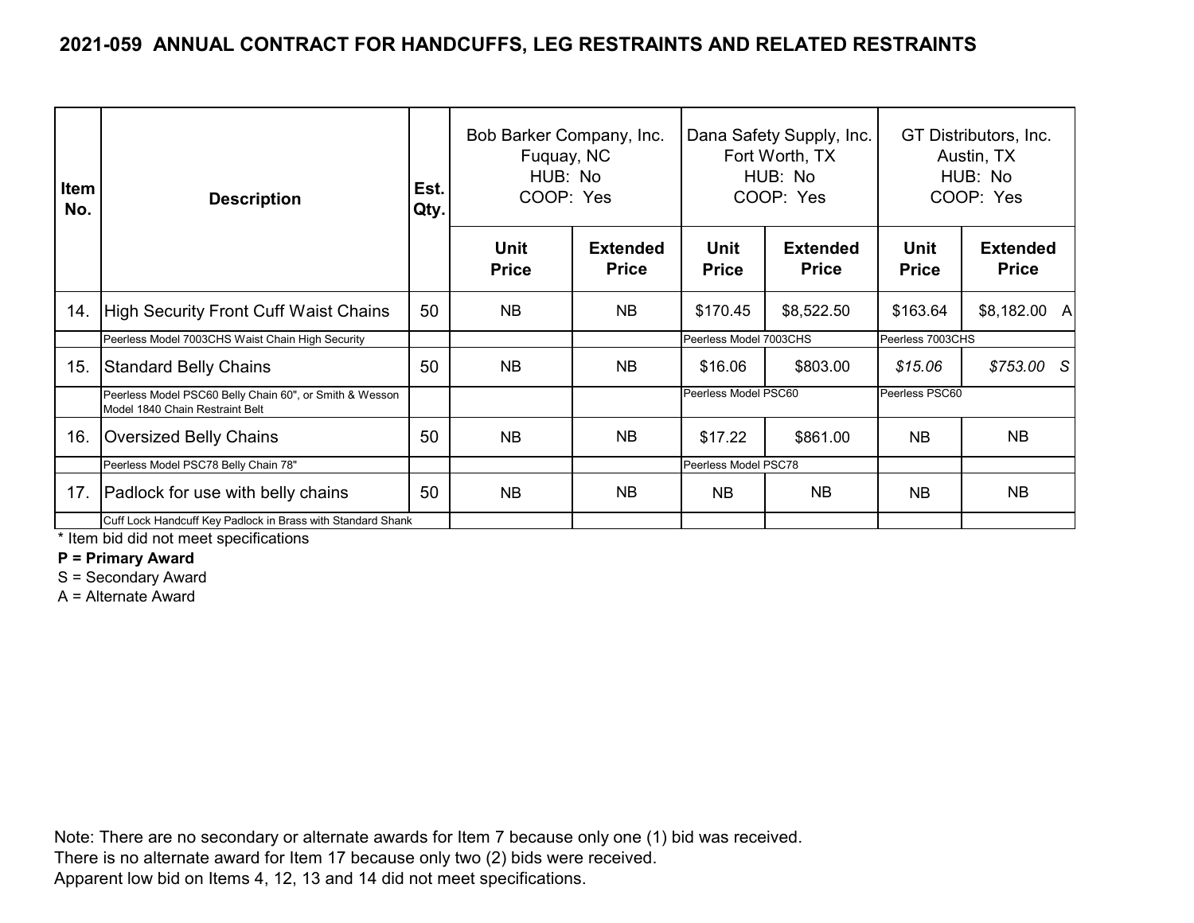## 2021-059 ANNUAL CONTRACT FOR HANDCUFFS, LEG RESTRAINTS AND RELATED RESTRAINTS

| Item No. | Description | Est. Qty. | Bob Barker Company, Inc. Fuquay, NC HUB: No COOP: Yes | | Dana Safety Supply, Inc. Fort Worth, TX HUB: No COOP: Yes | | GT Distributors, Inc. Austin, TX HUB: No COOP: Yes | |
|---|---|---|---|---|---|---|---|---|
| | | | Unit Price | Extended Price | Unit Price | Extended Price | Unit Price | Extended Price |
| 14. | High Security Front Cuff Waist Chains | 50 | NB | NB | $170.45 | $8,522.50 | $163.64 | $8,182.00 A |
| | Peerless Model 7003CHS Waist Chain High Security | | | | Peerless Model 7003CHS | | Peerless 7003CHS | |
| 15. | Standard Belly Chains | 50 | NB | NB | $16.06 | $803.00 | *$15.06* | *$753.00 S* |
| | Peerless Model PSC60 Belly Chain 60", or Smith & Wesson Model 1840 Chain Restraint Belt | | | | Peerless Model PSC60 | | Peerless PSC60 | |
| 16. | Oversized Belly Chains | 50 | NB | NB | $17.22 | $861.00 | NB | NB |
| | Peerless Model PSC78 Belly Chain 78" | | | | Peerless Model PSC78 | | | |
| 17. | Padlock for use with belly chains | 50 | NB | NB | NB | NB | NB | NB |
| | Cuff Lock Handcuff Key Padlock in Brass with Standard Shank | | | | | | | |

\* Item bid did not meet specifications

**P = Primary Award**

S = Secondary Award

A = Alternate Award

Note: There are no secondary or alternate awards for Item 7 because only one (1) bid was received.
There is no alternate award for Item 17 because only two (2) bids were received.
Apparent low bid on Items 4, 12, 13 and 14 did not meet specifications.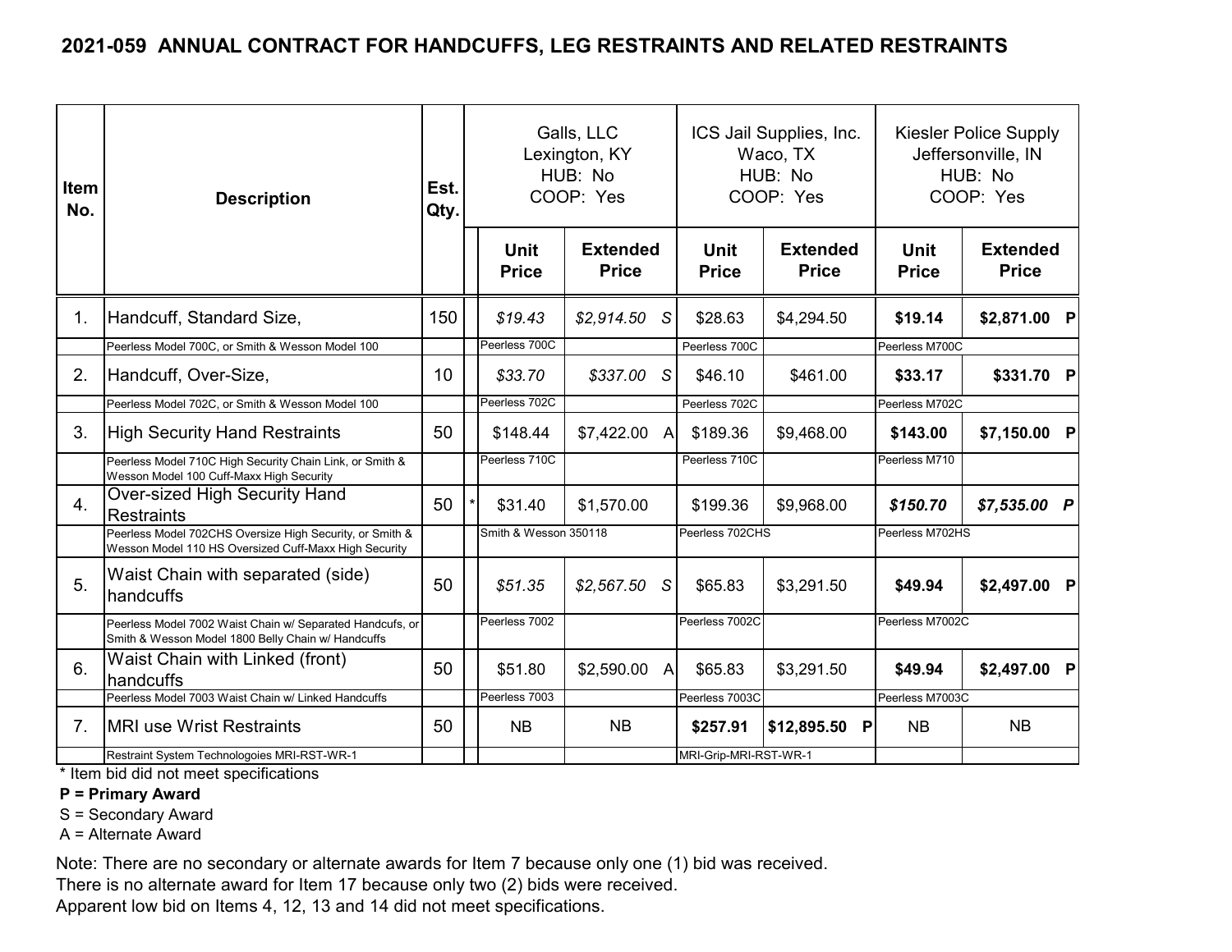# 2021-059 ANNUAL CONTRACT FOR HANDCUFFS, LEG RESTRAINTS AND RELATED RESTRAINTS

| Item No. | Description | Est. Qty. | | Galls, LLC Lexington, KY HUB: No COOP: Yes | | ICS Jail Supplies, Inc. Waco, TX HUB: No COOP: Yes | | Kiesler Police Supply Jeffersonville, IN HUB: No COOP: Yes | |
|---|---|---|---|---|---|---|---|---|---|
| | | | | **Unit Price** | **Extended Price** | **Unit Price** | **Extended Price** | **Unit Price** | **Extended Price** |
| 1. | Handcuff, Standard Size, | 150 | | *$19.43* | *$2,914.50 S* | $28.63 | $4,294.50 | **$19.14** | **$2,871.00 P** |
| | Peerless Model 700C, or Smith & Wesson Model 100 | | | Peerless 700C | | Peerless 700C | | Peerless M700C | |
| 2. | Handcuff, Over-Size, | 10 | | *$33.70* | *$337.00 S* | $46.10 | $461.00 | **$33.17** | **$331.70 P** |
| | Peerless Model 702C, or Smith & Wesson Model 100 | | | Peerless 702C | | Peerless 702C | | Peerless M702C | |
| 3. | High Security Hand Restraints | 50 | | $148.44 | $7,422.00 A | $189.36 | $9,468.00 | **$143.00** | **$7,150.00 P** |
| | Peerless Model 710C High Security Chain Link, or Smith & Wesson Model 100 Cuff-Maxx High Security | | | Peerless 710C | | Peerless 710C | | Peerless M710 | |
| 4. | Over-sized High Security Hand Restraints | 50 | * | $31.40 | $1,570.00 | $199.36 | $9,968.00 | ***$150.70*** | ***$7,535.00 P*** |
| | Peerless Model 702CHS Oversize High Security, or Smith & Wesson Model 110 HS Oversized Cuff-Maxx High Security | | | Smith & Wesson 350118 | | Peerless 702CHS | | Peerless M702HS | |
| 5. | Waist Chain with separated (side) handcuffs | 50 | | *$51.35* | *$2,567.50 S* | $65.83 | $3,291.50 | **$49.94** | **$2,497.00 P** |
| | Peerless Model 7002 Waist Chain w/ Separated Handcufs, or Smith & Wesson Model 1800 Belly Chain w/ Handcuffs | | | Peerless 7002 | | Peerless 7002C | | Peerless M7002C | |
| 6. | Waist Chain with Linked (front) handcuffs | 50 | | $51.80 | $2,590.00 A | $65.83 | $3,291.50 | **$49.94** | **$2,497.00 P** |
| | Peerless Model 7003 Waist Chain w/ Linked Handcuffs | | | Peerless 7003 | | Peerless 7003C | | Peerless M7003C | |
| 7. | MRI use Wrist Restraints | 50 | | NB | NB | **$257.91** | **$12,895.50 P** | NB | NB |
| | Restraint System Technologoies MRI-RST-WR-1 | | | | | MRI-Grip-MRI-RST-WR-1 | | | |

\* Item bid did not meet specifications

**P = Primary Award**

S = Secondary Award

A = Alternate Award

Note: There are no secondary or alternate awards for Item 7 because only one (1) bid was received.
There is no alternate award for Item 17 because only two (2) bids were received.
Apparent low bid on Items 4, 12, 13 and 14 did not meet specifications.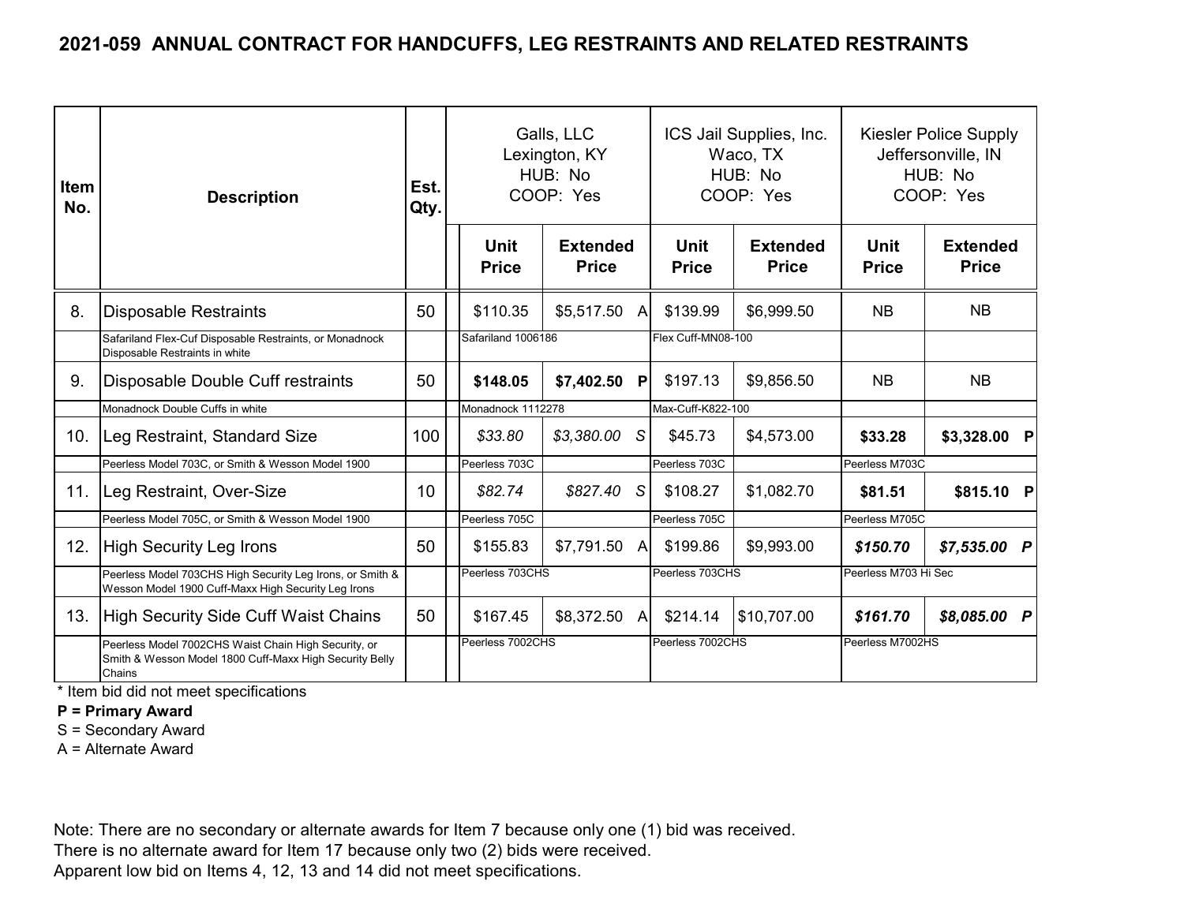## 2021-059 ANNUAL CONTRACT FOR HANDCUFFS, LEG RESTRAINTS AND RELATED RESTRAINTS

| Item No. | Description | Est. Qty. | Galls, LLC Lexington, KY HUB: No COOP: Yes | | ICS Jail Supplies, Inc. Waco, TX HUB: No COOP: Yes | | Kiesler Police Supply Jeffersonville, IN HUB: No COOP: Yes | |
|---|---|---|---|---|---|---|---|---|
| | | | Unit Price | Extended Price | Unit Price | Extended Price | Unit Price | Extended Price |
| 8. | Disposable Restraints | 50 | $110.35 | $5,517.50 A | $139.99 | $6,999.50 | NB | NB |
| | Safariland Flex-Cuf Disposable Restraints, or Monadnock Disposable Restraints in white | | Safariland 1006186 | | Flex Cuff-MN08-100 | | | |
| 9. | Disposable Double Cuff restraints | 50 | **$148.05** | **$7,402.50 P** | $197.13 | $9,856.50 | NB | NB |
| | Monadnock Double Cuffs in white | | Monadnock 1112278 | | Max-Cuff-K822-100 | | | |
| 10. | Leg Restraint, Standard Size | 100 | *$33.80* | *$3,380.00 S* | $45.73 | $4,573.00 | **$33.28** | **$3,328.00 P** |
| | Peerless Model 703C, or Smith & Wesson Model 1900 | | Peerless 703C | | Peerless 703C | | Peerless M703C | |
| 11. | Leg Restraint, Over-Size | 10 | *$82.74* | *$827.40 S* | $108.27 | $1,082.70 | **$81.51** | **$815.10 P** |
| | Peerless Model 705C, or Smith & Wesson Model 1900 | | Peerless 705C | | Peerless 705C | | Peerless M705C | |
| 12. | High Security Leg Irons | 50 | $155.83 | $7,791.50 A | $199.86 | $9,993.00 | ***$150.70*** | ***$7,535.00 P*** |
| | Peerless Model 703CHS High Security Leg Irons, or Smith & Wesson Model 1900 Cuff-Maxx High Security Leg Irons | | Peerless 703CHS | | Peerless 703CHS | | Peerless M703 Hi Sec | |
| 13. | High Security Side Cuff Waist Chains | 50 | $167.45 | $8,372.50 A | $214.14 | $10,707.00 | ***$161.70*** | ***$8,085.00 P*** |
| | Peerless Model 7002CHS Waist Chain High Security, or Smith & Wesson Model 1800 Cuff-Maxx High Security Belly Chains | | Peerless 7002CHS | | Peerless 7002CHS | | Peerless M7002HS | |

\* Item bid did not meet specifications

**P = Primary Award**

S = Secondary Award

A = Alternate Award

Note: There are no secondary or alternate awards for Item 7 because only one (1) bid was received.
There is no alternate award for Item 17 because only two (2) bids were received.
Apparent low bid on Items 4, 12, 13 and 14 did not meet specifications.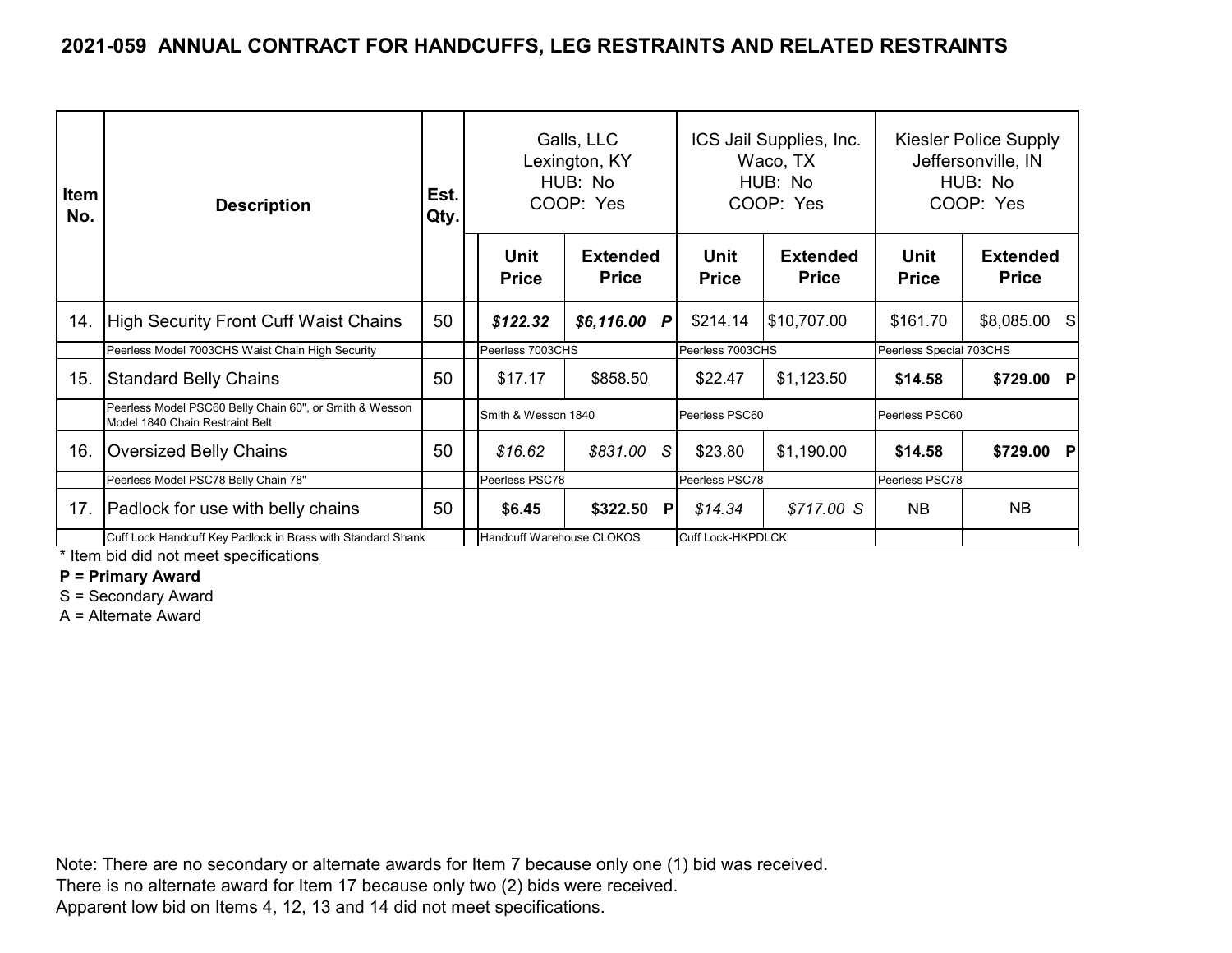## 2021-059 ANNUAL CONTRACT FOR HANDCUFFS, LEG RESTRAINTS AND RELATED RESTRAINTS

| Item No. | Description | Est. Qty. | Galls, LLC Lexington, KY HUB: No COOP: Yes | | ICS Jail Supplies, Inc. Waco, TX HUB: No COOP: Yes | | Kiesler Police Supply Jeffersonville, IN HUB: No COOP: Yes | |
|---|---|---|---|---|---|---|---|---|
| | | | Unit Price | Extended Price | Unit Price | Extended Price | Unit Price | Extended Price |
| 14. | High Security Front Cuff Waist Chains | 50 | ***$122.32*** | ***$6,116.00 P*** | $214.14 | $10,707.00 | $161.70 | $8,085.00 S |
| | Peerless Model 7003CHS Waist Chain High Security | | Peerless 7003CHS | | Peerless 7003CHS | | Peerless Special 703CHS | |
| 15. | Standard Belly Chains | 50 | $17.17 | $858.50 | $22.47 | $1,123.50 | **$14.58** | **$729.00 P** |
| | Peerless Model PSC60 Belly Chain 60", or Smith & Wesson Model 1840 Chain Restraint Belt | | Smith & Wesson 1840 | | Peerless PSC60 | | Peerless PSC60 | |
| 16. | Oversized Belly Chains | 50 | *$16.62* | *$831.00 S* | $23.80 | $1,190.00 | **$14.58** | **$729.00 P** |
| | Peerless Model PSC78 Belly Chain 78" | | Peerless PSC78 | | Peerless PSC78 | | Peerless PSC78 | |
| 17. | Padlock for use with belly chains | 50 | **$6.45** | **$322.50 P** | *$14.34* | *$717.00 S* | NB | NB |
| | Cuff Lock Handcuff Key Padlock in Brass with Standard Shank | | Handcuff Warehouse CLOKOS | | Cuff Lock-HKPDLCK | | | |

\* Item bid did not meet specifications

**P = Primary Award**

S = Secondary Award

A = Alternate Award

Note: There are no secondary or alternate awards for Item 7 because only one (1) bid was received.
There is no alternate award for Item 17 because only two (2) bids were received.
Apparent low bid on Items 4, 12, 13 and 14 did not meet specifications.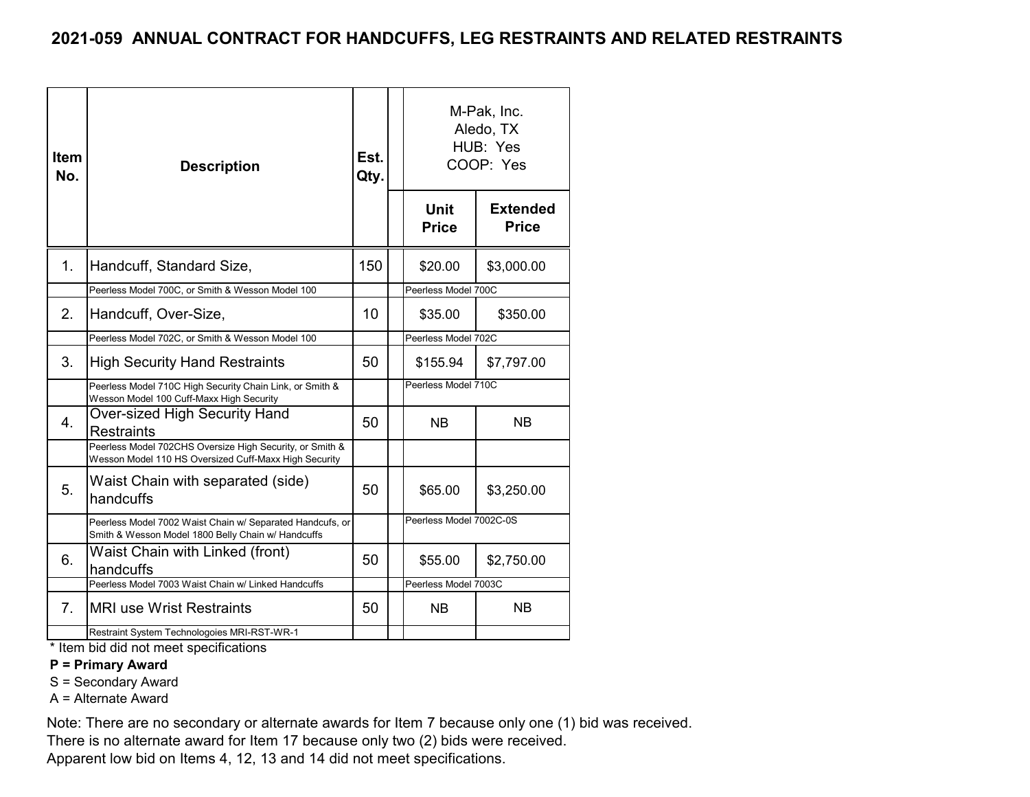## 2021-059 ANNUAL CONTRACT FOR HANDCUFFS, LEG RESTRAINTS AND RELATED RESTRAINTS

| Item No. | Description | Est. Qty. | | M-Pak, Inc. Aledo, TX HUB: Yes COOP: Yes | |
|---|---|---|---|---|---|
| | | | | Unit Price | Extended Price |
| 1. | Handcuff, Standard Size, | 150 | | $20.00 | $3,000.00 |
| | Peerless Model 700C, or Smith & Wesson Model 100 | | | Peerless Model 700C | |
| 2. | Handcuff, Over-Size, | 10 | | $35.00 | $350.00 |
| | Peerless Model 702C, or Smith & Wesson Model 100 | | | Peerless Model 702C | |
| 3. | High Security Hand Restraints | 50 | | $155.94 | $7,797.00 |
| | Peerless Model 710C High Security Chain Link, or Smith & Wesson Model 100 Cuff-Maxx High Security | | | Peerless Model 710C | |
| 4. | Over-sized High Security Hand Restraints | 50 | | NB | NB |
| | Peerless Model 702CHS Oversize High Security, or Smith & Wesson Model 110 HS Oversized Cuff-Maxx High Security | | | | |
| 5. | Waist Chain with separated (side) handcuffs | 50 | | $65.00 | $3,250.00 |
| | Peerless Model 7002 Waist Chain w/ Separated Handcufs, or Smith & Wesson Model 1800 Belly Chain w/ Handcuffs | | | Peerless Model 7002C-0S | |
| 6. | Waist Chain with Linked (front) handcuffs | 50 | | $55.00 | $2,750.00 |
| | Peerless Model 7003 Waist Chain w/ Linked Handcuffs | | | Peerless Model 7003C | |
| 7. | MRI use Wrist Restraints | 50 | | NB | NB |
| | Restraint System Technologoies MRI-RST-WR-1 | | | | |

\* Item bid did not meet specifications

**P = Primary Award**

S = Secondary Award

A = Alternate Award

Note: There are no secondary or alternate awards for Item 7 because only one (1) bid was received.
There is no alternate award for Item 17 because only two (2) bids were received.
Apparent low bid on Items 4, 12, 13 and 14 did not meet specifications.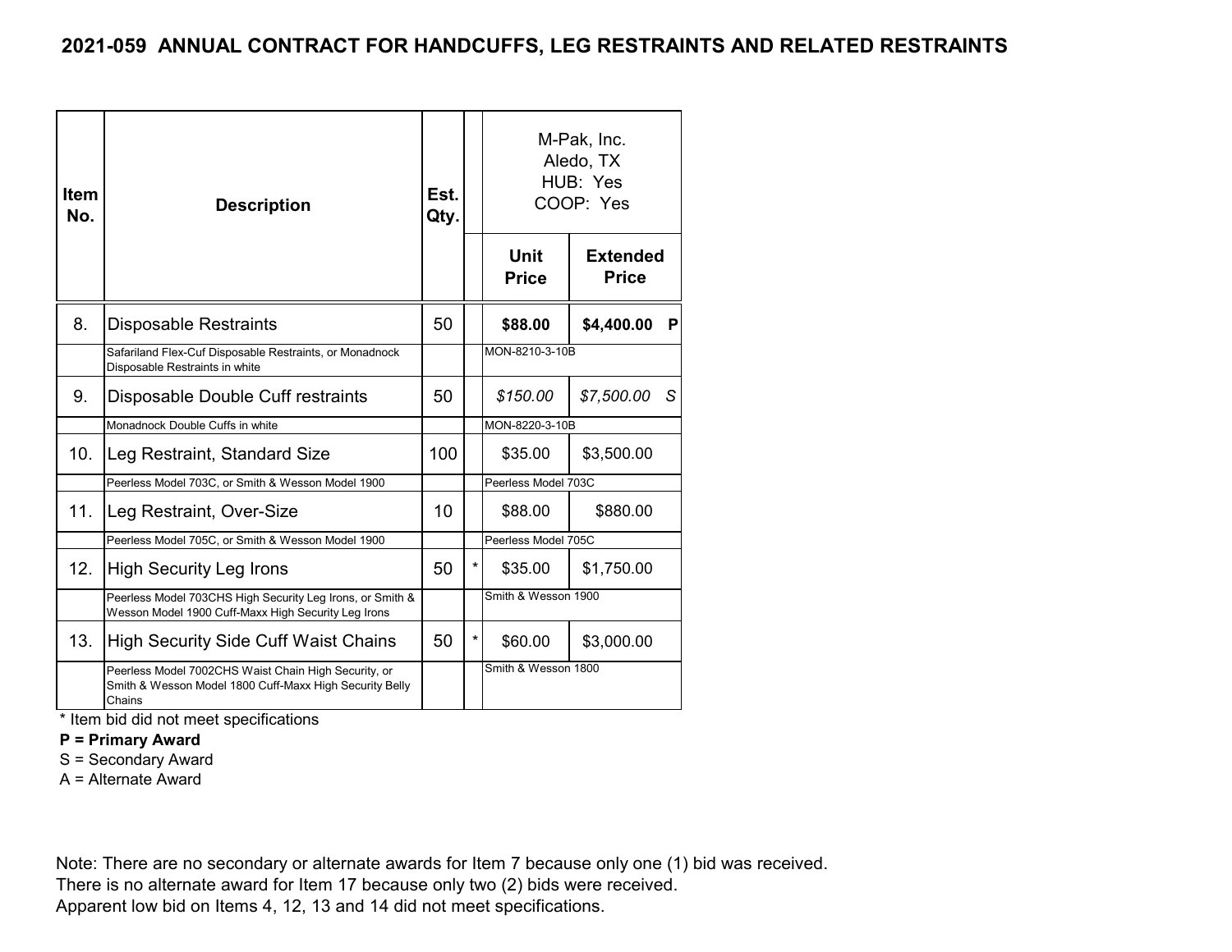## 2021-059 ANNUAL CONTRACT FOR HANDCUFFS, LEG RESTRAINTS AND RELATED RESTRAINTS

| Item No. | Description | Est. Qty. | | M-Pak, Inc. Aledo, TX HUB: Yes COOP: Yes | |
|---|---|---|---|---|---|
| | | | | Unit Price | Extended Price |
| 8. | Disposable Restraints | 50 | | **$88.00** | **$4,400.00 P** |
| | Safariland Flex-Cuf Disposable Restraints, or Monadnock Disposable Restraints in white | | | MON-8210-3-10B | |
| 9. | Disposable Double Cuff restraints | 50 | | *$150.00* | *$7,500.00 S* |
| | Monadnock Double Cuffs in white | | | MON-8220-3-10B | |
| 10. | Leg Restraint, Standard Size | 100 | | $35.00 | $3,500.00 |
| | Peerless Model 703C, or Smith & Wesson Model 1900 | | | Peerless Model 703C | |
| 11. | Leg Restraint, Over-Size | 10 | | $88.00 | $880.00 |
| | Peerless Model 705C, or Smith & Wesson Model 1900 | | | Peerless Model 705C | |
| 12. | High Security Leg Irons | 50 | * | $35.00 | $1,750.00 |
| | Peerless Model 703CHS High Security Leg Irons, or Smith & Wesson Model 1900 Cuff-Maxx High Security Leg Irons | | | Smith & Wesson 1900 | |
| 13. | High Security Side Cuff Waist Chains | 50 | * | $60.00 | $3,000.00 |
| | Peerless Model 7002CHS Waist Chain High Security, or Smith & Wesson Model 1800 Cuff-Maxx High Security Belly Chains | | | Smith & Wesson 1800 | |

\* Item bid did not meet specifications

**P = Primary Award**

S = Secondary Award

A = Alternate Award

Note: There are no secondary or alternate awards for Item 7 because only one (1) bid was received.
There is no alternate award for Item 17 because only two (2) bids were received.
Apparent low bid on Items 4, 12, 13 and 14 did not meet specifications.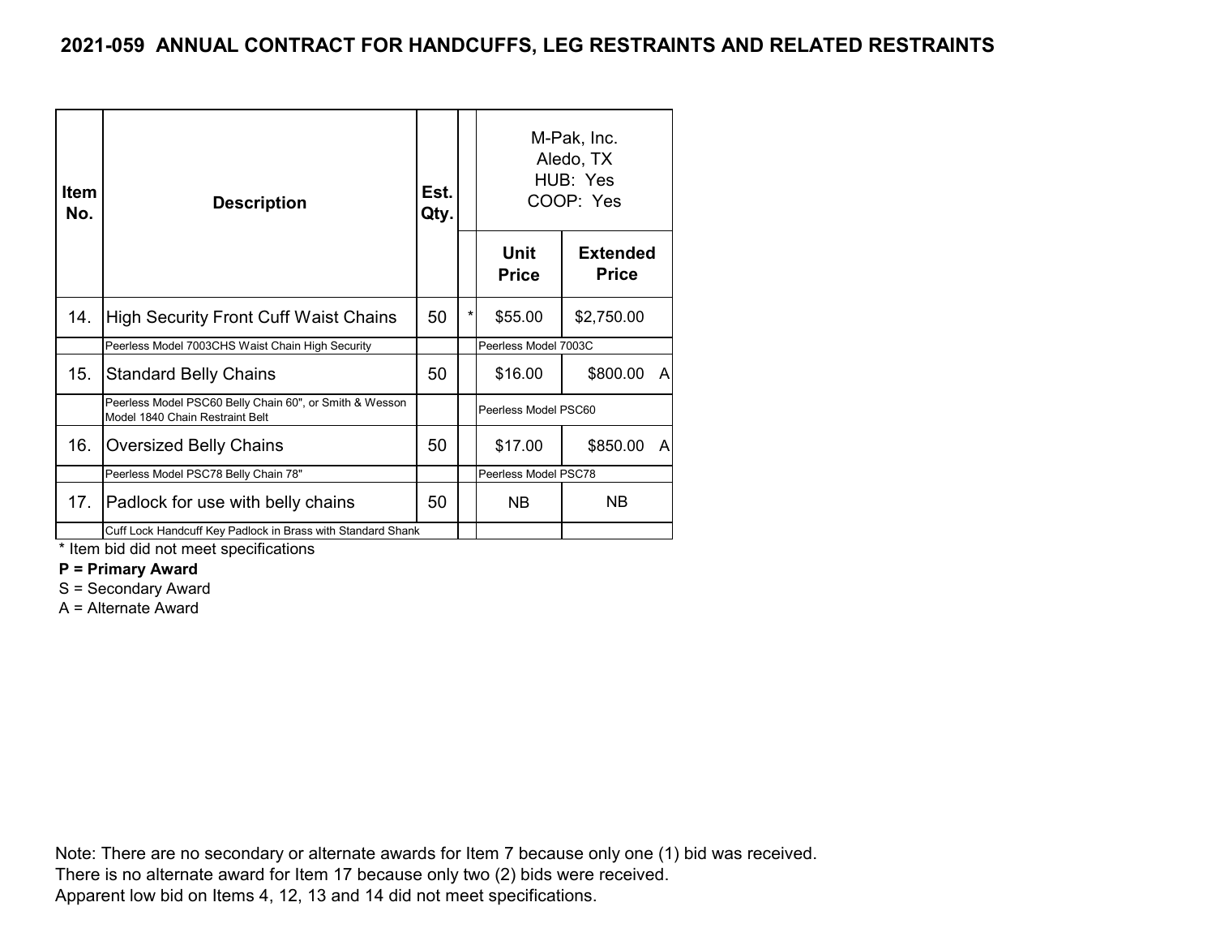## 2021-059 ANNUAL CONTRACT FOR HANDCUFFS, LEG RESTRAINTS AND RELATED RESTRAINTS

| Item No. | Description | Est. Qty. | | M-Pak, Inc. Aledo, TX HUB: Yes COOP: Yes | | |
|---|---|---|---|---|---|---|
| | | | | Unit Price | Extended Price | |
| 14. | High Security Front Cuff Waist Chains | 50 | * | $55.00 | $2,750.00 | |
| | Peerless Model 7003CHS Waist Chain High Security | | | Peerless Model 7003C | | |
| 15. | Standard Belly Chains | 50 | | $16.00 | $800.00 | A |
| | Peerless Model PSC60 Belly Chain 60", or Smith & Wesson Model 1840 Chain Restraint Belt | | | Peerless Model PSC60 | | |
| 16. | Oversized Belly Chains | 50 | | $17.00 | $850.00 | A |
| | Peerless Model PSC78 Belly Chain 78" | | | Peerless Model PSC78 | | |
| 17. | Padlock for use with belly chains | 50 | | NB | NB | |
| | Cuff Lock Handcuff Key Padlock in Brass with Standard Shank | | | | | |

\* Item bid did not meet specifications

**P = Primary Award**

S = Secondary Award

A = Alternate Award

Note: There are no secondary or alternate awards for Item 7 because only one (1) bid was received.
There is no alternate award for Item 17 because only two (2) bids were received.
Apparent low bid on Items 4, 12, 13 and 14 did not meet specifications.